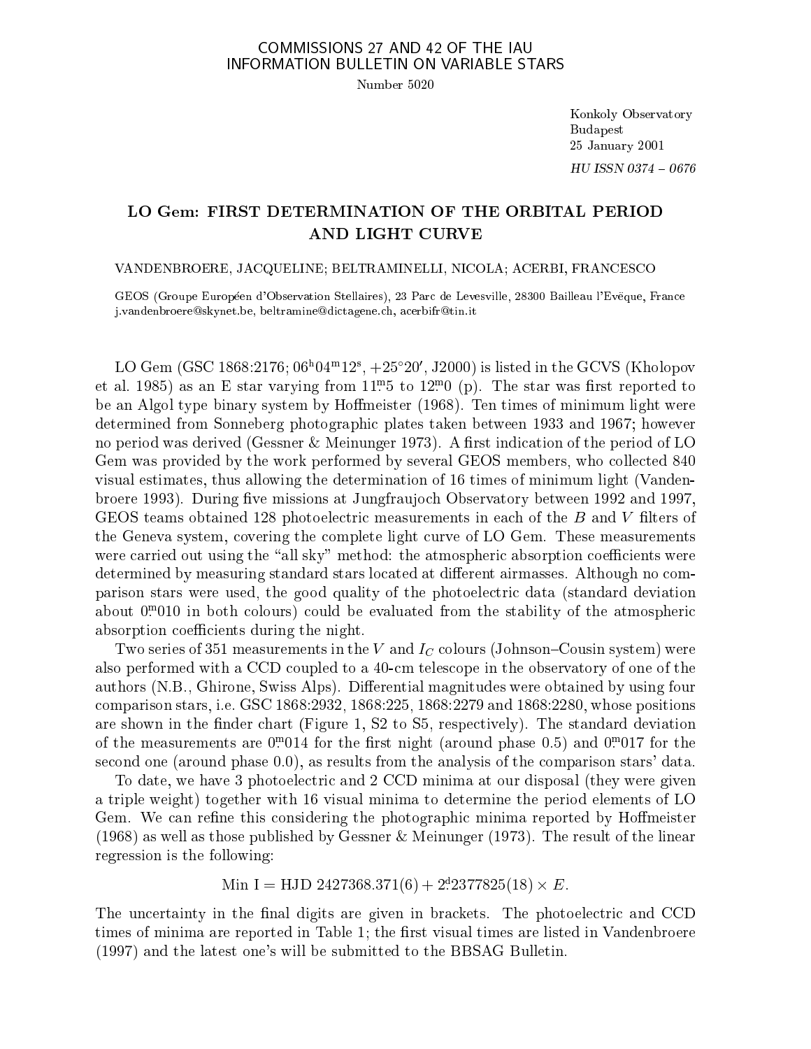COMMISSIONS 27 AND 42 OF THE IAU
INFORMATION BULLETIN ON VARIABLE STARS

Number 5020

Konkoly Observatory
Budapest
25 January 2001

*HU ISSN 0374 – 0676*

# LO Gem: FIRST DETERMINATION OF THE ORBITAL PERIOD AND LIGHT CURVE

VANDENBROERE, JACQUELINE; BELTRAMINELLI, NICOLA; ACERBI, FRANCESCO

GEOS (Groupe Européen d'Observation Stellaires), 23 Parc de Levesville, 28300 Bailleau l'Evëque, France
j.vandenbroere@skynet.be, beltramine@dictagene.ch, acerbifr@tin.it

LO Gem (GSC 1868:2176; $06^{h}04^{m}12^{s}$, $+25^{\circ}20'$, J2000) is listed in the GCVS (Kholopov et al. 1985) as an E star varying from $11\overset{m}{.}5$ to $12\overset{m}{.}0$ (p). The star was first reported to be an Algol type binary system by Hoffmeister (1968). Ten times of minimum light were determined from Sonneberg photographic plates taken between 1933 and 1967; however no period was derived (Gessner & Meinunger 1973). A first indication of the period of LO Gem was provided by the work performed by several GEOS members, who collected 840 visual estimates, thus allowing the determination of 16 times of minimum light (Vandenbroere 1993). During five missions at Jungfraujoch Observatory between 1992 and 1997, GEOS teams obtained 128 photoelectric measurements in each of the $B$ and $V$ filters of the Geneva system, covering the complete light curve of LO Gem. These measurements were carried out using the "all sky" method: the atmospheric absorption coefficients were determined by measuring standard stars located at different airmasses. Although no comparison stars were used, the good quality of the photoelectric data (standard deviation about $0\overset{m}{.}010$ in both colours) could be evaluated from the stability of the atmospheric absorption coefficients during the night.

Two series of 351 measurements in the $V$ and $I_C$ colours (Johnson–Cousin system) were also performed with a CCD coupled to a 40-cm telescope in the observatory of one of the authors (N.B., Ghirone, Swiss Alps). Differential magnitudes were obtained by using four comparison stars, i.e. GSC 1868:2932, 1868:225, 1868:2279 and 1868:2280, whose positions are shown in the finder chart (Figure 1, S2 to S5, respectively). The standard deviation of the measurements are $0\overset{m}{.}014$ for the first night (around phase 0.5) and $0\overset{m}{.}017$ for the second one (around phase 0.0), as results from the analysis of the comparison stars' data.

To date, we have 3 photoelectric and 2 CCD minima at our disposal (they were given a triple weight) together with 16 visual minima to determine the period elements of LO Gem. We can refine this considering the photographic minima reported by Hoffmeister (1968) as well as those published by Gessner & Meinunger (1973). The result of the linear regression is the following:

$$\text{Min I} = \text{HJD } 2427368.371(6) + 2\overset{d}{.}2377825(18) \times E.$$

The uncertainty in the final digits are given in brackets. The photoelectric and CCD times of minima are reported in Table 1; the first visual times are listed in Vandenbroere (1997) and the latest one's will be submitted to the BBSAG Bulletin.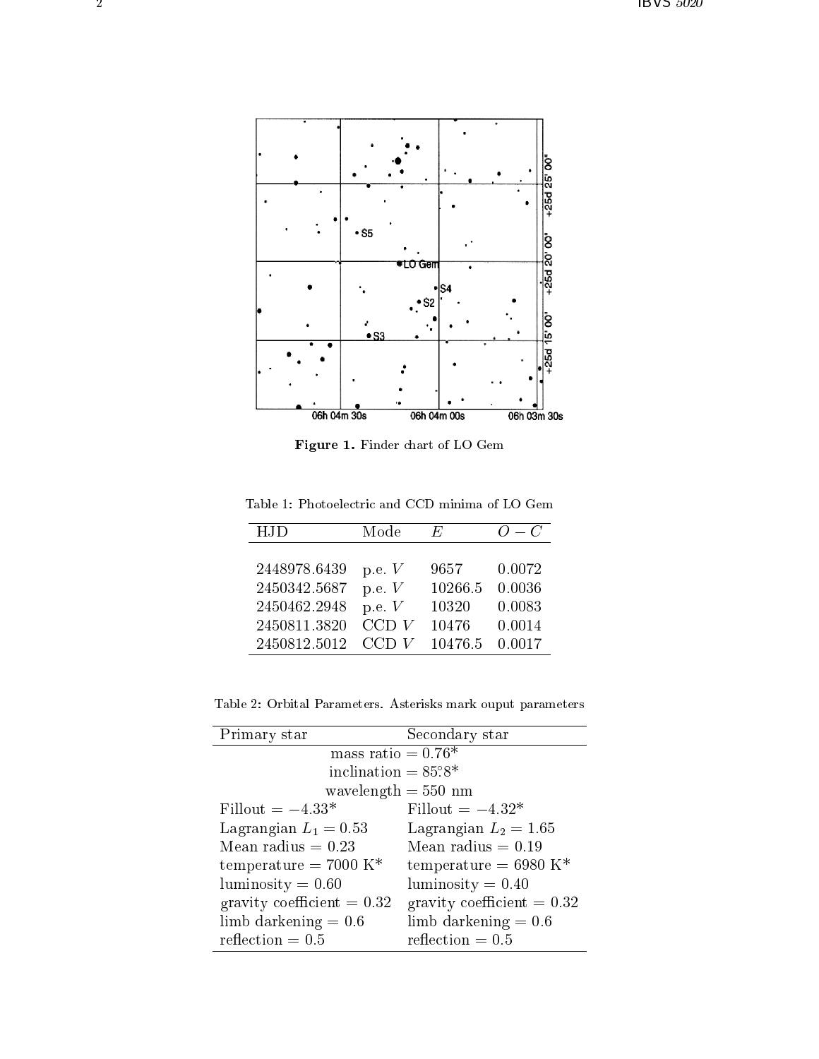Figure 1. Finder chart of LO Gem

Table 1: Photoelectric and CCD minima of LO Gem

| HJD | Mode | $E$ | $O-C$ |
|---|---|---|---|
| 2448978.6439 | p.e. $V$ | 9657 | 0.0072 |
| 2450342.5687 | p.e. $V$ | 10266.5 | 0.0036 |
| 2450462.2948 | p.e. $V$ | 10320 | 0.0083 |
| 2450811.3820 | CCD $V$ | 10476 | 0.0014 |
| 2450812.5012 | CCD $V$ | 10476.5 | 0.0017 |

Table 2: Orbital Parameters. Asterisks mark ouput parameters

| Primary star | Secondary star |
|---|---|
| mass ratio = 0.76* | |
| inclination = 85.°8* | |
| wavelength = 550 nm | |
| Fillout = −4.33* | Fillout = −4.32* |
| Lagrangian $L_1 = 0.53$ | Lagrangian $L_2 = 1.65$ |
| Mean radius = 0.23 | Mean radius = 0.19 |
| temperature = 7000 K* | temperature = 6980 K* |
| luminosity = 0.60 | luminosity = 0.40 |
| gravity coefficient = 0.32 | gravity coefficient = 0.32 |
| limb darkening = 0.6 | limb darkening = 0.6 |
| reflection = 0.5 | reflection = 0.5 |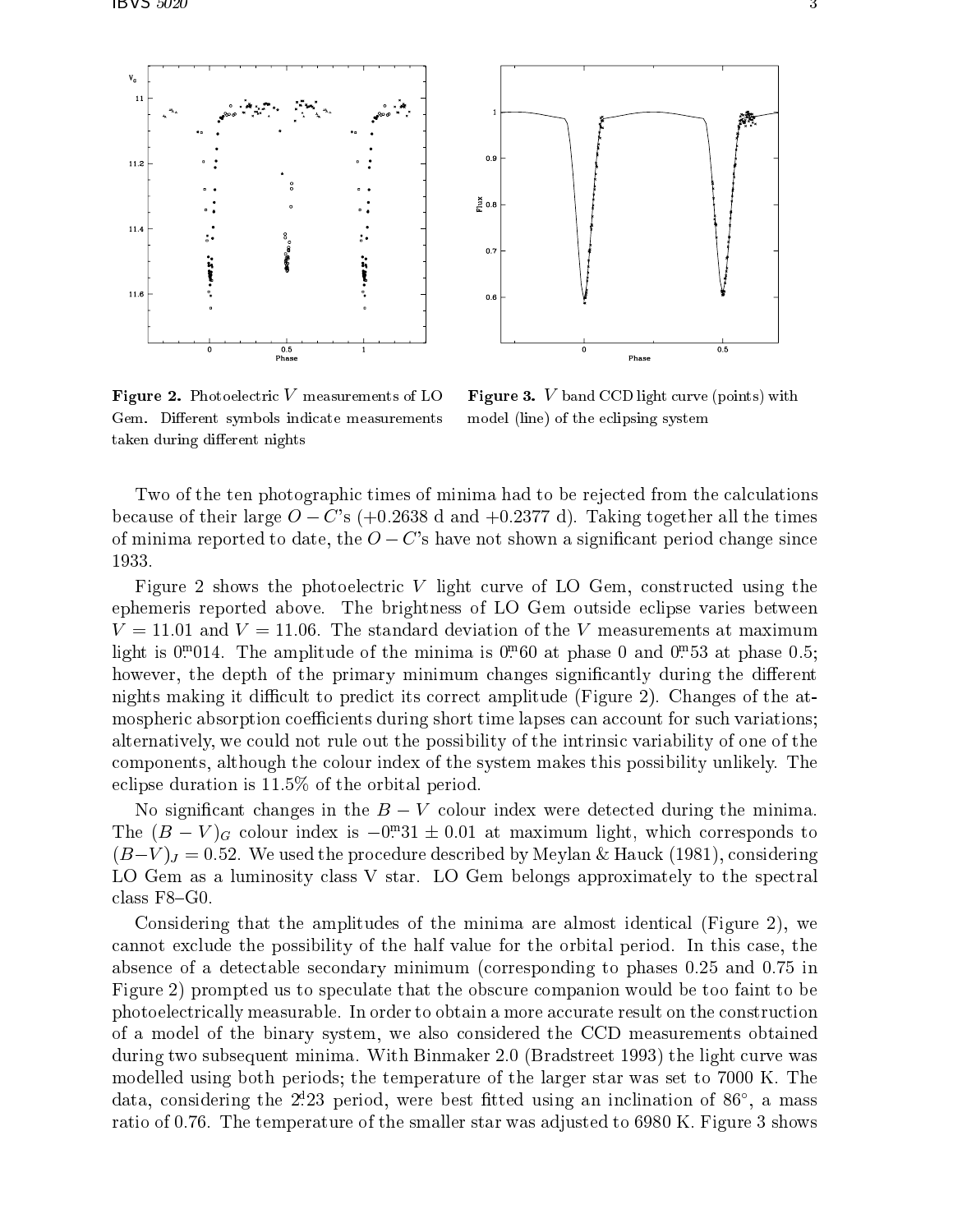**Figure 2.** Photoelectric $V$ measurements of LO Gem. Different symbols indicate measurements taken during different nights

**Figure 3.** $V$ band CCD light curve (points) with model (line) of the eclipsing system

Two of the ten photographic times of minima had to be rejected from the calculations because of their large $O-C$'s (+0.2638 d and +0.2377 d). Taking together all the times of minima reported to date, the $O-C$'s have not shown a significant period change since 1933.

Figure 2 shows the photoelectric $V$ light curve of LO Gem, constructed using the ephemeris reported above. The brightness of LO Gem outside eclipse varies between $V = 11.01$ and $V = 11.06$. The standard deviation of the $V$ measurements at maximum light is $0^{\mathrm{m}}_{\cdot}014$. The amplitude of the minima is $0^{\mathrm{m}}_{\cdot}60$ at phase 0 and $0^{\mathrm{m}}_{\cdot}53$ at phase 0.5; however, the depth of the primary minimum changes significantly during the different nights making it difficult to predict its correct amplitude (Figure 2). Changes of the atmospheric absorption coefficients during short time lapses can account for such variations; alternatively, we could not rule out the possibility of the intrinsic variability of one of the components, although the colour index of the system makes this possibility unlikely. The eclipse duration is 11.5% of the orbital period.

No significant changes in the $B-V$ colour index were detected during the minima. The $(B-V)_G$ colour index is $-0^{\mathrm{m}}_{\cdot}31 \pm 0.01$ at maximum light, which corresponds to $(B-V)_J = 0.52$. We used the procedure described by Meylan & Hauck (1981), considering LO Gem as a luminosity class V star. LO Gem belongs approximately to the spectral class F8–G0.

Considering that the amplitudes of the minima are almost identical (Figure 2), we cannot exclude the possibility of the half value for the orbital period. In this case, the absence of a detectable secondary minimum (corresponding to phases 0.25 and 0.75 in Figure 2) prompted us to speculate that the obscure companion would be too faint to be photoelectrically measurable. In order to obtain a more accurate result on the construction of a model of the binary system, we also considered the CCD measurements obtained during two subsequent minima. With Binmaker 2.0 (Bradstreet 1993) the light curve was modelled using both periods; the temperature of the larger star was set to 7000 K. The data, considering the $2^{\mathrm{d}}_{\cdot}23$ period, were best fitted using an inclination of 86°, a mass ratio of 0.76. The temperature of the smaller star was adjusted to 6980 K. Figure 3 shows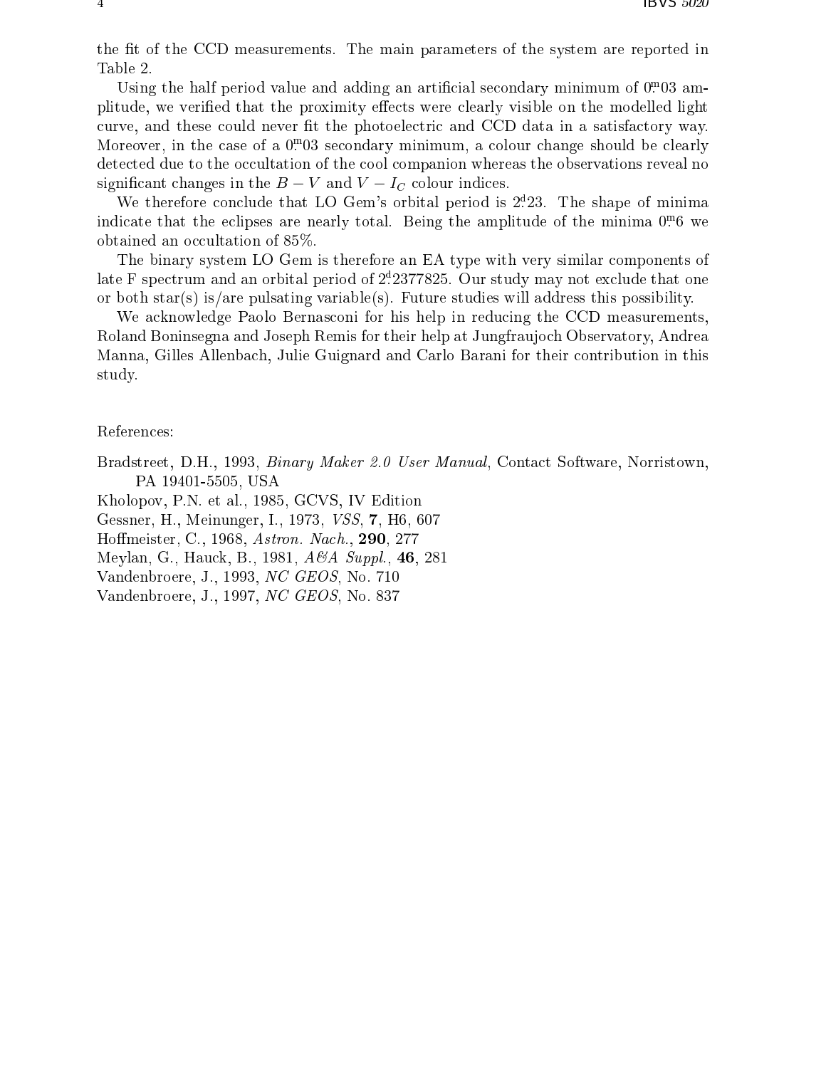the fit of the CCD measurements. The main parameters of the system are reported in Table 2.

Using the half period value and adding an artificial secondary minimum of $0\overset{m}{.}03$ amplitude, we verified that the proximity effects were clearly visible on the modelled light curve, and these could never fit the photoelectric and CCD data in a satisfactory way. Moreover, in the case of a $0\overset{m}{.}03$ secondary minimum, a colour change should be clearly detected due to the occultation of the cool companion whereas the observations reveal no significant changes in the $B-V$ and $V-I_C$ colour indices.

We therefore conclude that LO Gem's orbital period is $2\overset{d}{.}23$. The shape of minima indicate that the eclipses are nearly total. Being the amplitude of the minima $0\overset{m}{.}6$ we obtained an occultation of 85%.

The binary system LO Gem is therefore an EA type with very similar components of late F spectrum and an orbital period of $2\overset{d}{.}2377825$. Our study may not exclude that one or both star(s) is/are pulsating variable(s). Future studies will address this possibility.

We acknowledge Paolo Bernasconi for his help in reducing the CCD measurements, Roland Boninsegna and Joseph Remis for their help at Jungfraujoch Observatory, Andrea Manna, Gilles Allenbach, Julie Guignard and Carlo Barani for their contribution in this study.

References:

Bradstreet, D.H., 1993, *Binary Maker 2.0 User Manual*, Contact Software, Norristown, PA 19401-5505, USA

Kholopov, P.N. et al., 1985, GCVS, IV Edition

Gessner, H., Meinunger, I., 1973, *VSS*, **7**, H6, 607

Hoffmeister, C., 1968, *Astron. Nach.*, **290**, 277

Meylan, G., Hauck, B., 1981, *A&A Suppl.*, **46**, 281

Vandenbroere, J., 1993, *NC GEOS*, No. 710

Vandenbroere, J., 1997, *NC GEOS*, No. 837